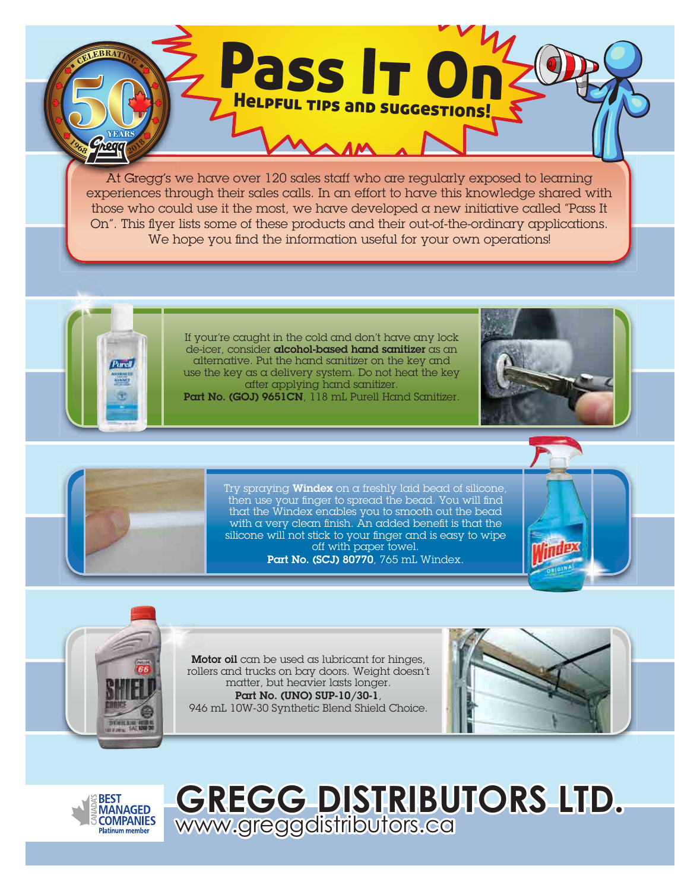# Pass It On

## Helpful tips and suggestions!

At Gregg's we have over 120 sales staff who are regularly exposed to learning experiences through their sales calls. In an effort to have this knowledge shared with those who could use it the most, we have developed a new initiative called "Pass It On". This flyer lists some of these products and their out-of-the-ordinary applications. We hope you find the information useful for your own operations!

If you're caught in the cold and don't have any lock de-icer, consider **alcohol-based hand sanitizer** as an alternative. Put the hand sanitizer on the key and use the key as a delivery system. Do not heat the key after applying hand sanitizer.
**Part No. (GOJ) 9651CN**, 118 mL Purell Hand Sanitizer.

Try spraying **Windex** on a freshly laid bead of silicone, then use your finger to spread the bead. You will find that the Windex enables you to smooth out the bead with a very clean finish. An added benefit is that the silicone will not stick to your finger and is easy to wipe off with paper towel.
**Part No. (SCJ) 80770**, 765 mL Windex.

**Motor oil** can be used as lubricant for hinges, rollers and trucks on bay doors. Weight doesn't matter, but heavier lasts longer.
**Part No. (UNO) SUP-10/30-1**,
946 mL 10W-30 Synthetic Blend Shield Choice.

# GREGG DISTRIBUTORS LTD.

www.greggdistributors.ca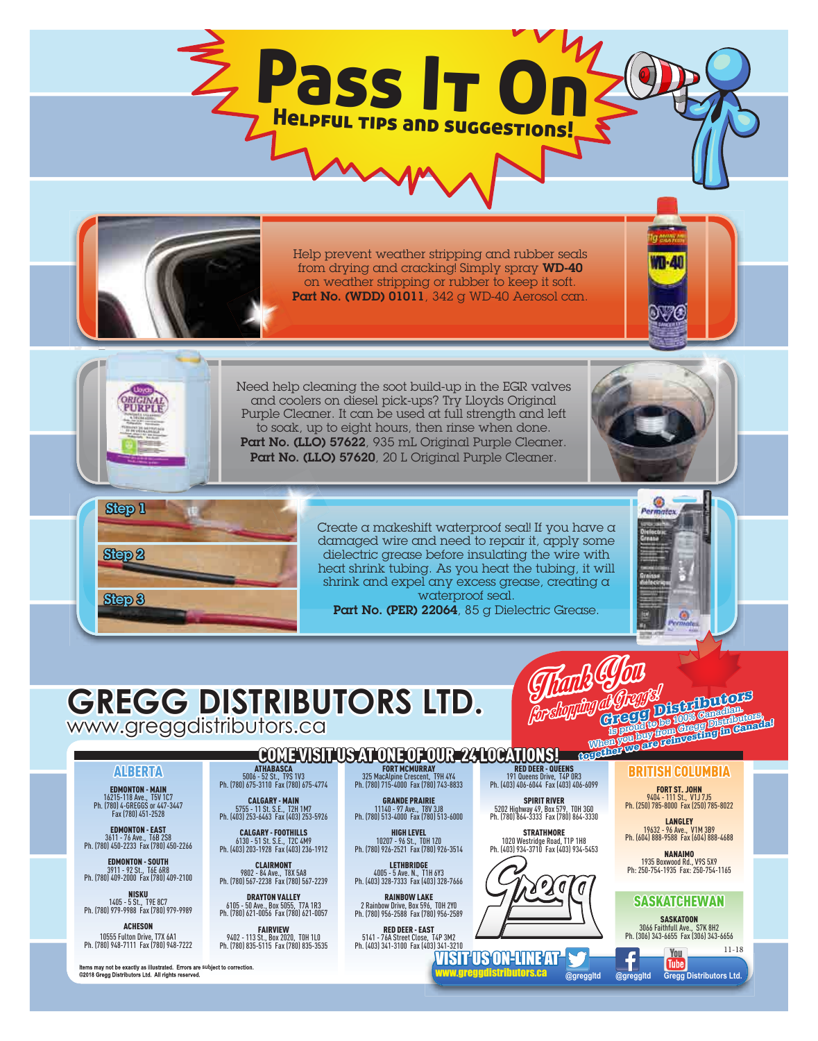# Pass It On

## Helpful tips and suggestions!

Help prevent weather stripping and rubber seals from drying and cracking! Simply spray **WD-40** on weather stripping or rubber to keep it soft.
**Part No. (WDD) 01011**, 342 g WD-40 Aerosol can.

Need help cleaning the soot build-up in the EGR valves and coolers on diesel pick-ups? Try Lloyds Original Purple Cleaner. It can be used at full strength and left to soak, up to eight hours, then rinse when done.
**Part No. (LLO) 57622**, 935 mL Original Purple Cleaner.
**Part No. (LLO) 57620**, 20 L Original Purple Cleaner.

Step 1
Step 2
Step 3

Create a makeshift waterproof seal! If you have a damaged wire and need to repair it, apply some dielectric grease before insulating the wire with heat shrink tubing. As you heat the tubing, it will shrink and expel any excess grease, creating a waterproof seal.
**Part No. (PER) 22064**, 85 g Dielectric Grease.

# GREGG DISTRIBUTORS LTD.

www.greggdistributors.ca

*Thank You for shopping at Gregg's!*
**Gregg Distributors** is proud to be 100% Canadian. When you buy from Gregg Distributors, together we are reinvesting in Canada!

## COME VISIT US AT ONE OF OUR 24 LOCATIONS!

### ALBERTA

**EDMONTON - MAIN**
16215-118 Ave., T5V 1C7
Ph. (780) 4-GREGGS or 447-3447
Fax (780) 451-2528

**EDMONTON - EAST**
3611 - 76 Ave., T6B 2S8
Ph. (780) 450-2233 Fax (780) 450-2266

**EDMONTON - SOUTH**
3911 - 92 St., T6E 6R8
Ph. (780) 409-2000 Fax (780) 409-2100

**NISKU**
1405 - 5 St., T9E 8C7
Ph. (780) 979-9988 Fax (780) 979-9989

**ACHESON**
10555 Fulton Drive, T7X 6A1
Ph. (780) 948-7111 Fax (780) 948-7222

**ATHABASCA**
5006 - 52 St., T9S 1V3
Ph. (780) 675-3110 Fax (780) 675-4774

**CALGARY - MAIN**
5755 - 11 St. S.E., T2H 1M7
Ph. (403) 253-6463 Fax (403) 253-5926

**CALGARY - FOOTHILLS**
6130 - 51 St. S.E., T2C 4M9
Ph. (403) 203-1928 Fax (403) 236-1912

**CLAIRMONT**
9802 - 84 Ave., T8X 5A8
Ph. (780) 567-2238 Fax (780) 567-2239

**DRAYTON VALLEY**
6105 - 50 Ave., Box 5055, T7A 1R3
Ph. (780) 621-0056 Fax (780) 621-0057

**FAIRVIEW**
9402 - 113 St., Box 2020, T0H 1L0
Ph. (780) 835-5115 Fax (780) 835-3535

**FORT MCMURRAY**
325 MacAlpine Crescent, T9H 4Y4
Ph. (780) 715-4000 Fax (780) 743-8833

**GRANDE PRAIRIE**
11140 - 97 Ave., T8V 3J8
Ph. (780) 513-4000 Fax (780) 513-6000

**HIGH LEVEL**
10207 - 96 St., T0H 1Z0
Ph. (780) 926-2521 Fax (780) 926-3514

**LETHBRIDGE**
4005 - 5 Ave. N., T1H 6Y3
Ph. (403) 328-7333 Fax (403) 328-7666

**RAINBOW LAKE**
2 Rainbow Drive, Box 596, T0H 2Y0
Ph. (780) 956-2588 Fax (780) 956-2589

**RED DEER - EAST**
5141 - 76A Street Close, T4P 3M2
Ph. (403) 341-3100 Fax (403) 341-3210

**RED DEER - QUEENS**
191 Queens Drive, T4P 0R3
Ph. (403) 406-6044 Fax (403) 406-6099

**SPIRIT RIVER**
5202 Highway 49, Box 579, T0H 3G0
Ph. (780) 864-3333 Fax (780) 864-3330

**STRATHMORE**
1020 Westridge Road, T1P 1H8
Ph. (403) 934-3710 Fax (403) 934-5453

### BRITISH COLUMBIA

**FORT ST. JOHN**
9404 - 111 St., V1J 7J5
Ph. (250) 785-8000 Fax (250) 785-8022

**LANGLEY**
19632 - 96 Ave., V1M 3B9
Ph. (604) 888-9588 Fax (604) 888-4688

**NANAIMO**
1935 Boxwood Rd., V9S 5X9
Ph: 250-754-1935 Fax: 250-754-1165

### SASKATCHEWAN

**SASKATOON**
3066 Faithfull Ave., S7K 8H2
Ph. (306) 343-6655 Fax (306) 343-6656

11-18

VISIT US ON-LINE AT www.greggdistributors.ca — @greggltd — @greggltd — Gregg Distributors Ltd.

Items may not be exactly as illustrated. Errors are subject to correction.
©2018 Gregg Distributors Ltd. All rights reserved.